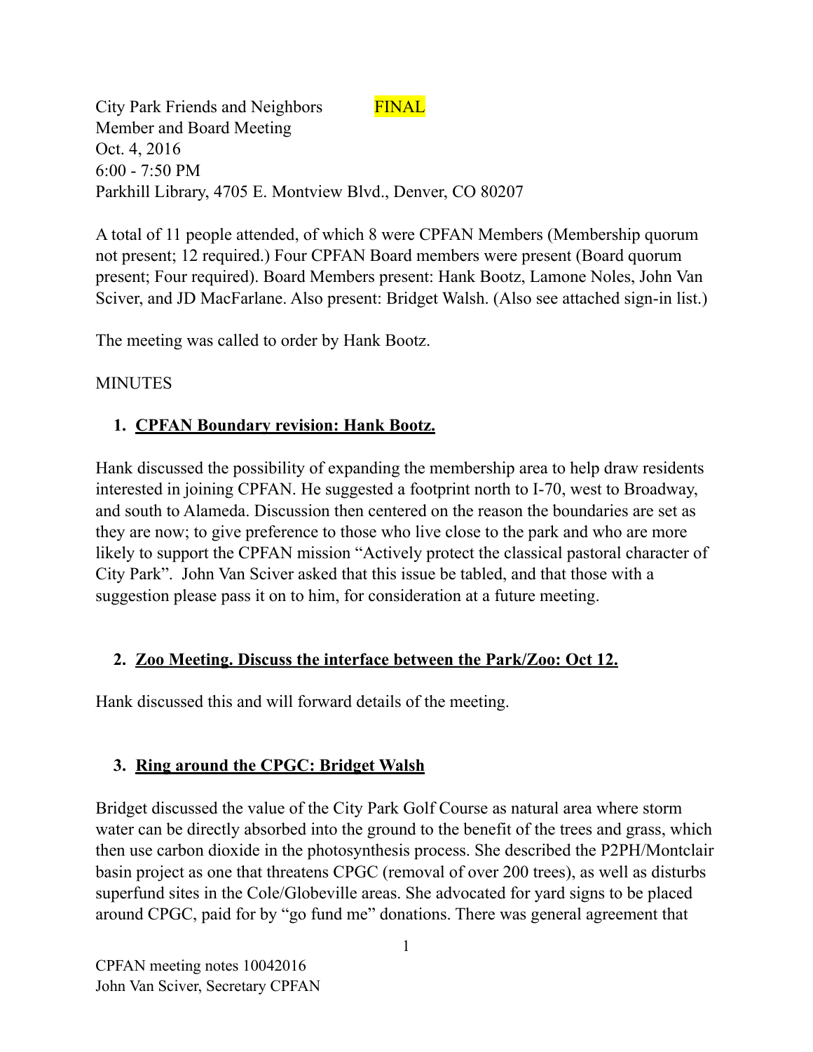City Park Friends and Neighbors FINAL
Member and Board Meeting
Oct. 4, 2016
6:00 - 7:50 PM
Parkhill Library, 4705 E. Montview Blvd., Denver, CO 80207

A total of 11 people attended, of which 8 were CPFAN Members (Membership quorum not present; 12 required.) Four CPFAN Board members were present (Board quorum present; Four required). Board Members present: Hank Bootz, Lamone Noles, John Van Sciver, and JD MacFarlane. Also present: Bridget Walsh. (Also see attached sign-in list.)

The meeting was called to order by Hank Bootz.

MINUTES

1. **CPFAN Boundary revision: Hank Bootz.**

Hank discussed the possibility of expanding the membership area to help draw residents interested in joining CPFAN. He suggested a footprint north to I-70, west to Broadway, and south to Alameda. Discussion then centered on the reason the boundaries are set as they are now; to give preference to those who live close to the park and who are more likely to support the CPFAN mission "Actively protect the classical pastoral character of City Park". John Van Sciver asked that this issue be tabled, and that those with a suggestion please pass it on to him, for consideration at a future meeting.

2. **Zoo Meeting. Discuss the interface between the Park/Zoo: Oct 12.**

Hank discussed this and will forward details of the meeting.

3. **Ring around the CPGC: Bridget Walsh**

Bridget discussed the value of the City Park Golf Course as natural area where storm water can be directly absorbed into the ground to the benefit of the trees and grass, which then use carbon dioxide in the photosynthesis process. She described the P2PH/Montclair basin project as one that threatens CPGC (removal of over 200 trees), as well as disturbs superfund sites in the Cole/Globeville areas. She advocated for yard signs to be placed around CPGC, paid for by "go fund me" donations. There was general agreement that

CPFAN meeting notes 10042016
John Van Sciver, Secretary CPFAN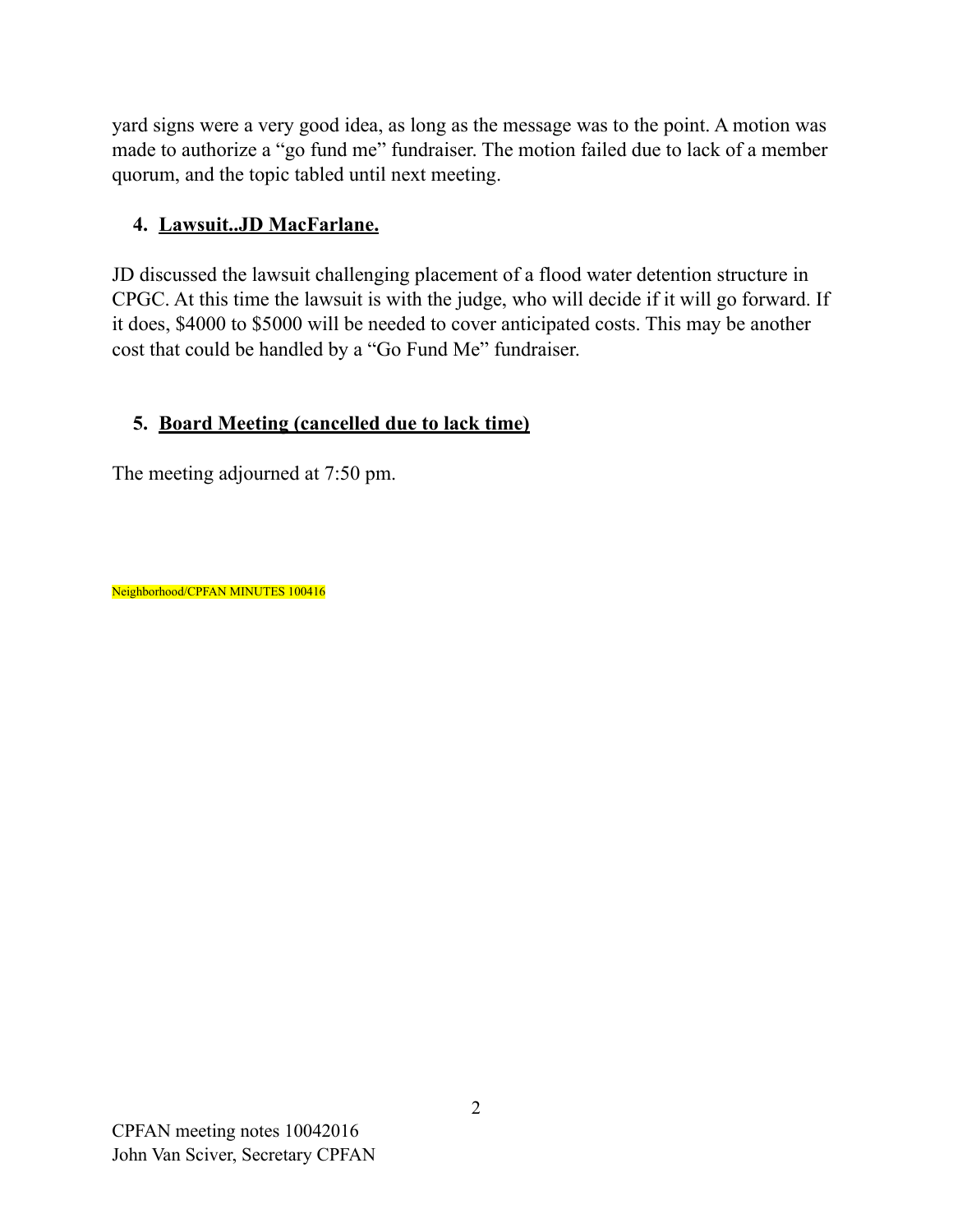yard signs were a very good idea, as long as the message was to the point. A motion was made to authorize a "go fund me" fundraiser. The motion failed due to lack of a member quorum, and the topic tabled until next meeting.

4. **Lawsuit..JD MacFarlane.**

JD discussed the lawsuit challenging placement of a flood water detention structure in CPGC. At this time the lawsuit is with the judge, who will decide if it will go forward. If it does, $4000 to $5000 will be needed to cover anticipated costs. This may be another cost that could be handled by a "Go Fund Me" fundraiser.

5. **Board Meeting (cancelled due to lack time)**

The meeting adjourned at 7:50 pm.

Neighborhood/CPFAN MINUTES 100416

CPFAN meeting notes 10042016
John Van Sciver, Secretary CPFAN